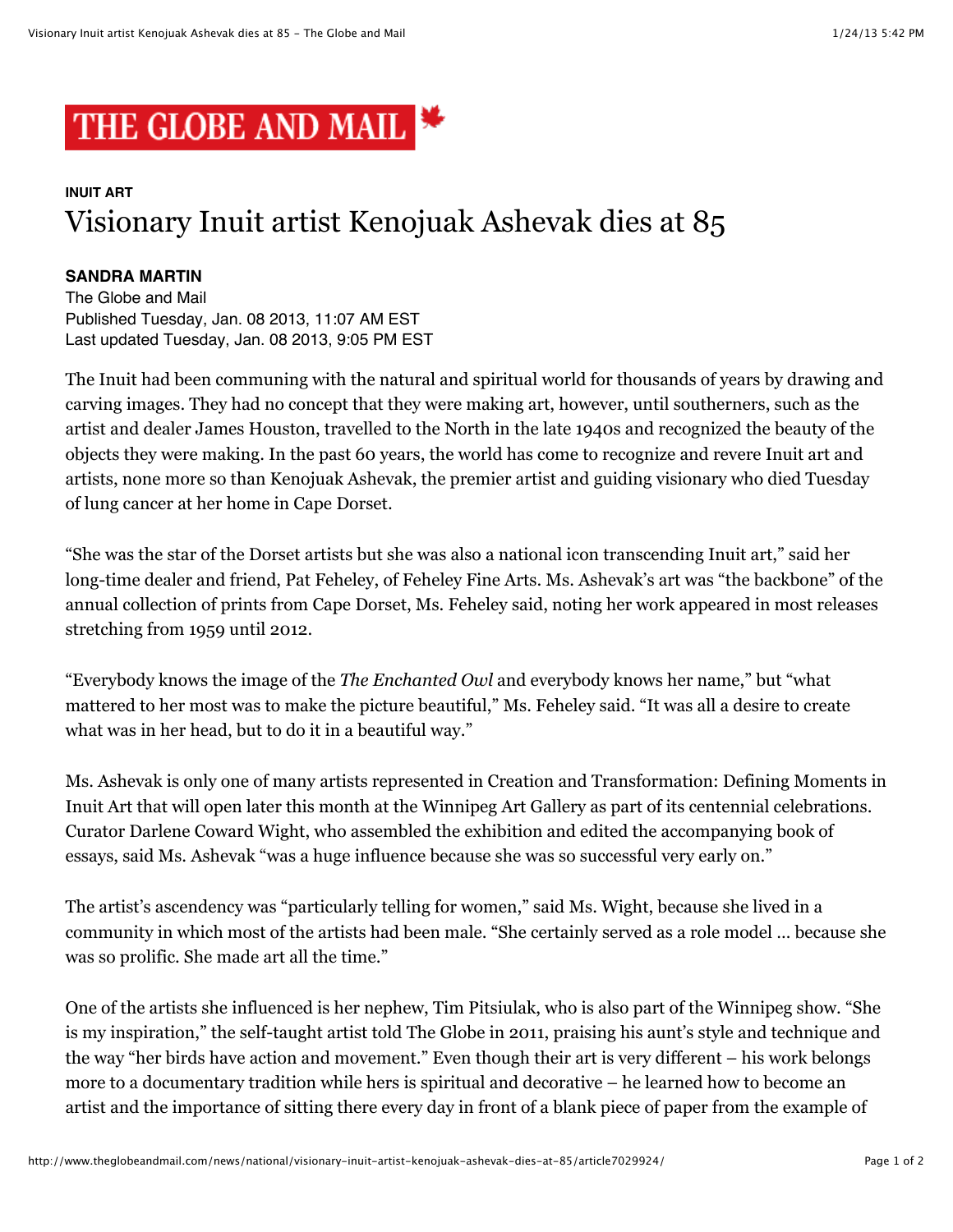**THE GLOBE AND MAIL**

**INUIT ART**

# Visionary Inuit artist Kenojuak Ashevak dies at 85

**SANDRA MARTIN**
The Globe and Mail
Published Tuesday, Jan. 08 2013, 11:07 AM EST
Last updated Tuesday, Jan. 08 2013, 9:05 PM EST

The Inuit had been communing with the natural and spiritual world for thousands of years by drawing and carving images. They had no concept that they were making art, however, until southerners, such as the artist and dealer James Houston, travelled to the North in the late 1940s and recognized the beauty of the objects they were making. In the past 60 years, the world has come to recognize and revere Inuit art and artists, none more so than Kenojuak Ashevak, the premier artist and guiding visionary who died Tuesday of lung cancer at her home in Cape Dorset.

"She was the star of the Dorset artists but she was also a national icon transcending Inuit art," said her long-time dealer and friend, Pat Feheley, of Feheley Fine Arts. Ms. Ashevak's art was "the backbone" of the annual collection of prints from Cape Dorset, Ms. Feheley said, noting her work appeared in most releases stretching from 1959 until 2012.

"Everybody knows the image of the *The Enchanted Owl* and everybody knows her name," but "what mattered to her most was to make the picture beautiful," Ms. Feheley said. "It was all a desire to create what was in her head, but to do it in a beautiful way."

Ms. Ashevak is only one of many artists represented in Creation and Transformation: Defining Moments in Inuit Art that will open later this month at the Winnipeg Art Gallery as part of its centennial celebrations. Curator Darlene Coward Wight, who assembled the exhibition and edited the accompanying book of essays, said Ms. Ashevak "was a huge influence because she was so successful very early on."

The artist's ascendency was "particularly telling for women," said Ms. Wight, because she lived in a community in which most of the artists had been male. "She certainly served as a role model … because she was so prolific. She made art all the time."

One of the artists she influenced is her nephew, Tim Pitsiulak, who is also part of the Winnipeg show. "She is my inspiration," the self-taught artist told The Globe in 2011, praising his aunt's style and technique and the way "her birds have action and movement." Even though their art is very different – his work belongs more to a documentary tradition while hers is spiritual and decorative – he learned how to become an artist and the importance of sitting there every day in front of a blank piece of paper from the example of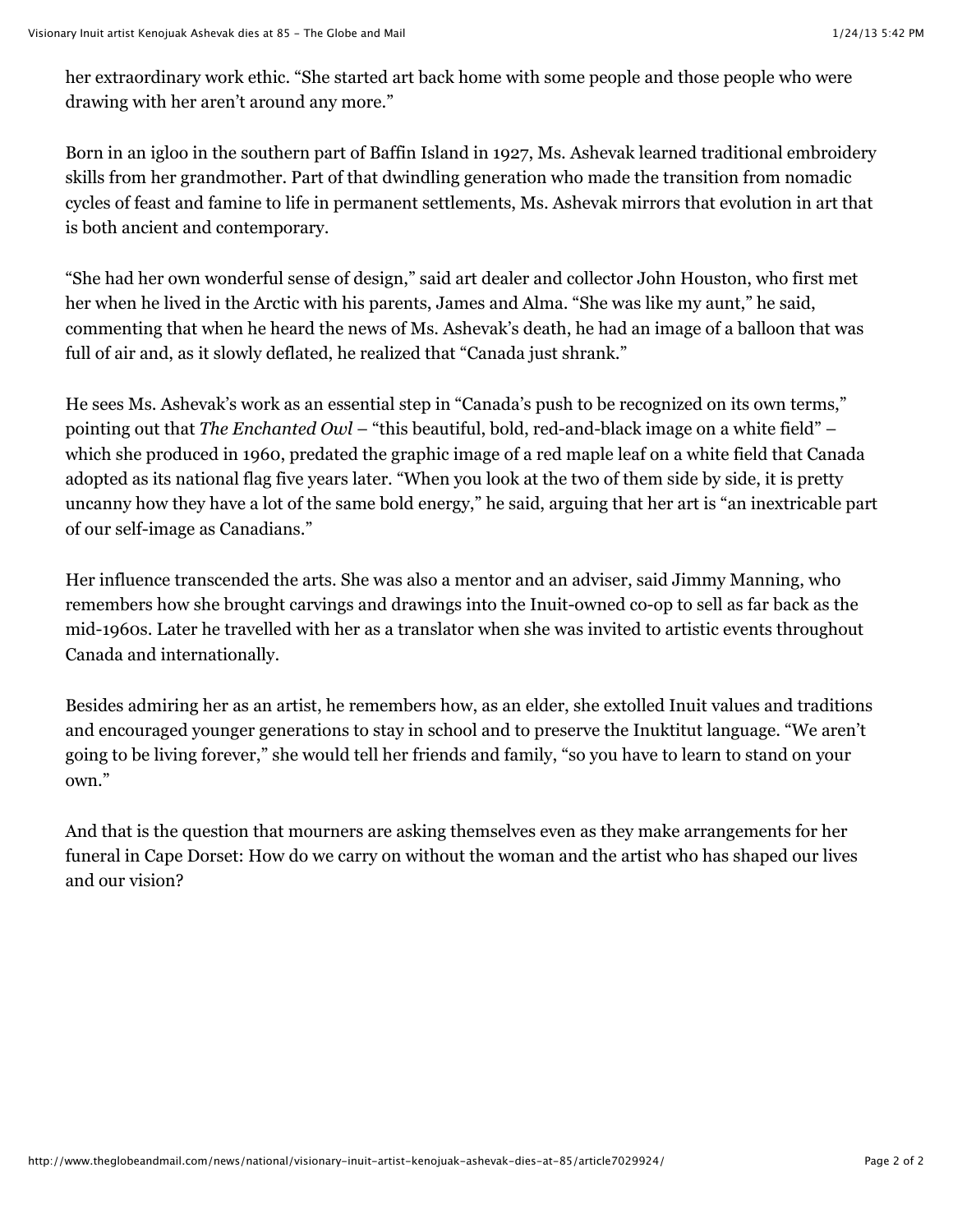her extraordinary work ethic. “She started art back home with some people and those people who were drawing with her aren’t around any more.”

Born in an igloo in the southern part of Baffin Island in 1927, Ms. Ashevak learned traditional embroidery skills from her grandmother. Part of that dwindling generation who made the transition from nomadic cycles of feast and famine to life in permanent settlements, Ms. Ashevak mirrors that evolution in art that is both ancient and contemporary.

“She had her own wonderful sense of design,” said art dealer and collector John Houston, who first met her when he lived in the Arctic with his parents, James and Alma. “She was like my aunt,” he said, commenting that when he heard the news of Ms. Ashevak’s death, he had an image of a balloon that was full of air and, as it slowly deflated, he realized that “Canada just shrank.”

He sees Ms. Ashevak’s work as an essential step in “Canada’s push to be recognized on its own terms,” pointing out that *The Enchanted Owl* – “this beautiful, bold, red-and-black image on a white field” – which she produced in 1960, predated the graphic image of a red maple leaf on a white field that Canada adopted as its national flag five years later. “When you look at the two of them side by side, it is pretty uncanny how they have a lot of the same bold energy,” he said, arguing that her art is “an inextricable part of our self-image as Canadians.”

Her influence transcended the arts. She was also a mentor and an adviser, said Jimmy Manning, who remembers how she brought carvings and drawings into the Inuit-owned co-op to sell as far back as the mid-1960s. Later he travelled with her as a translator when she was invited to artistic events throughout Canada and internationally.

Besides admiring her as an artist, he remembers how, as an elder, she extolled Inuit values and traditions and encouraged younger generations to stay in school and to preserve the Inuktitut language. “We aren’t going to be living forever,” she would tell her friends and family, “so you have to learn to stand on your own.”

And that is the question that mourners are asking themselves even as they make arrangements for her funeral in Cape Dorset: How do we carry on without the woman and the artist who has shaped our lives and our vision?